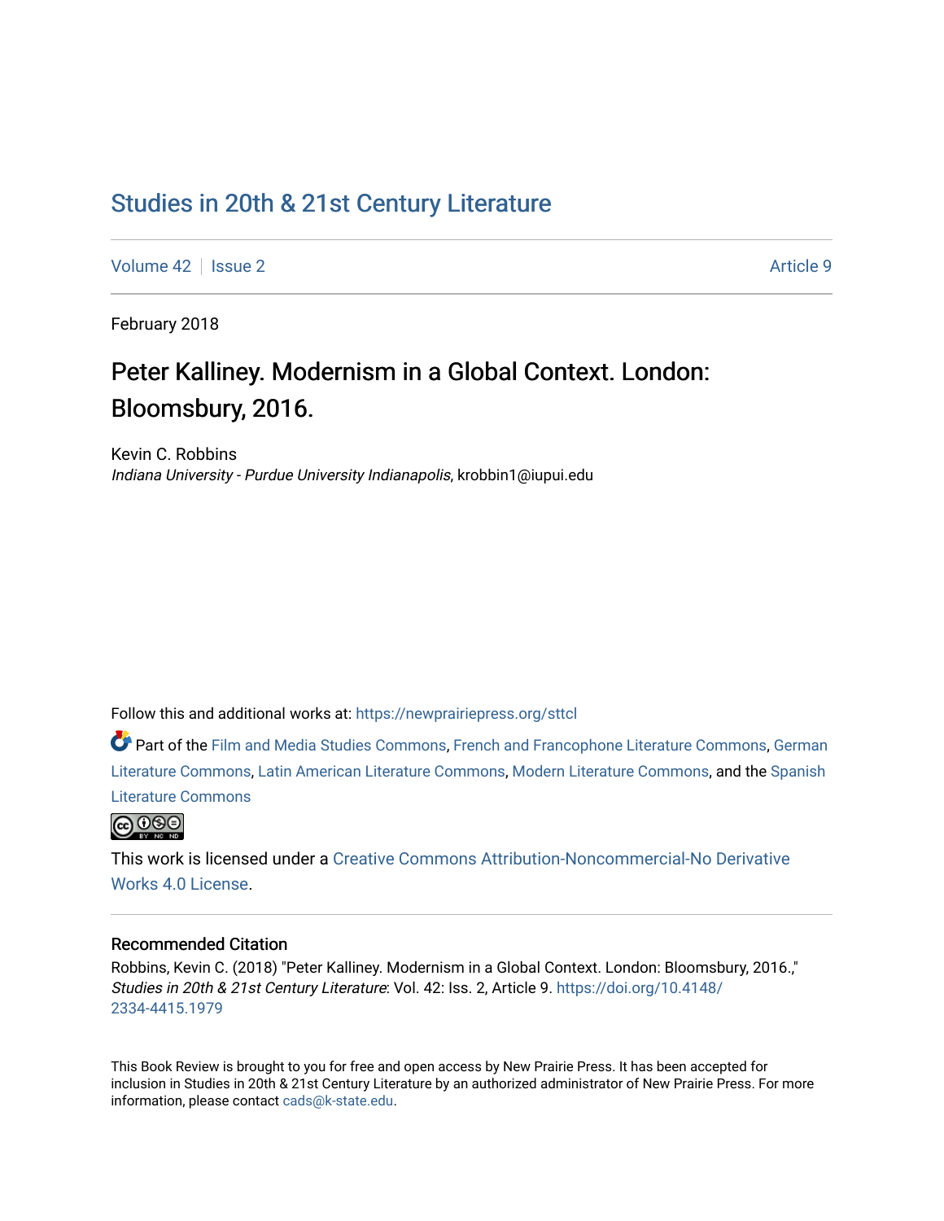# Studies in 20th & 21st Century Literature

Volume 42 | Issue 2 Article 9

February 2018

## Peter Kalliney. Modernism in a Global Context. London: Bloomsbury, 2016.

Kevin C. Robbins
*Indiana University - Purdue University Indianapolis*, krobbin1@iupui.edu

Follow this and additional works at: https://newprairiepress.org/sttcl

Part of the Film and Media Studies Commons, French and Francophone Literature Commons, German Literature Commons, Latin American Literature Commons, Modern Literature Commons, and the Spanish Literature Commons

This work is licensed under a Creative Commons Attribution-Noncommercial-No Derivative Works 4.0 License.

### Recommended Citation

Robbins, Kevin C. (2018) "Peter Kalliney. Modernism in a Global Context. London: Bloomsbury, 2016.," *Studies in 20th & 21st Century Literature*: Vol. 42: Iss. 2, Article 9. https://doi.org/10.4148/2334-4415.1979

This Book Review is brought to you for free and open access by New Prairie Press. It has been accepted for inclusion in Studies in 20th & 21st Century Literature by an authorized administrator of New Prairie Press. For more information, please contact cads@k-state.edu.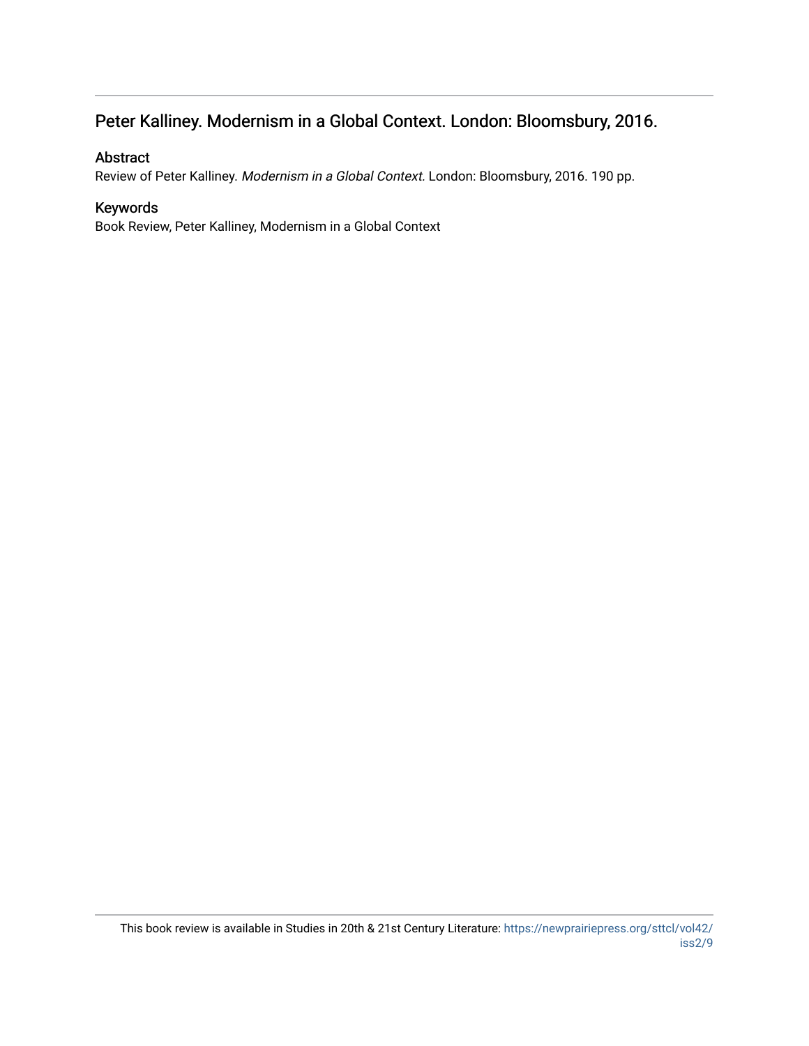## Peter Kalliney. Modernism in a Global Context. London: Bloomsbury, 2016.

### Abstract

Review of Peter Kalliney. *Modernism in a Global Context.* London: Bloomsbury, 2016. 190 pp.

### Keywords

Book Review, Peter Kalliney, Modernism in a Global Context

This book review is available in Studies in 20th & 21st Century Literature: https://newprairiepress.org/sttcl/vol42/iss2/9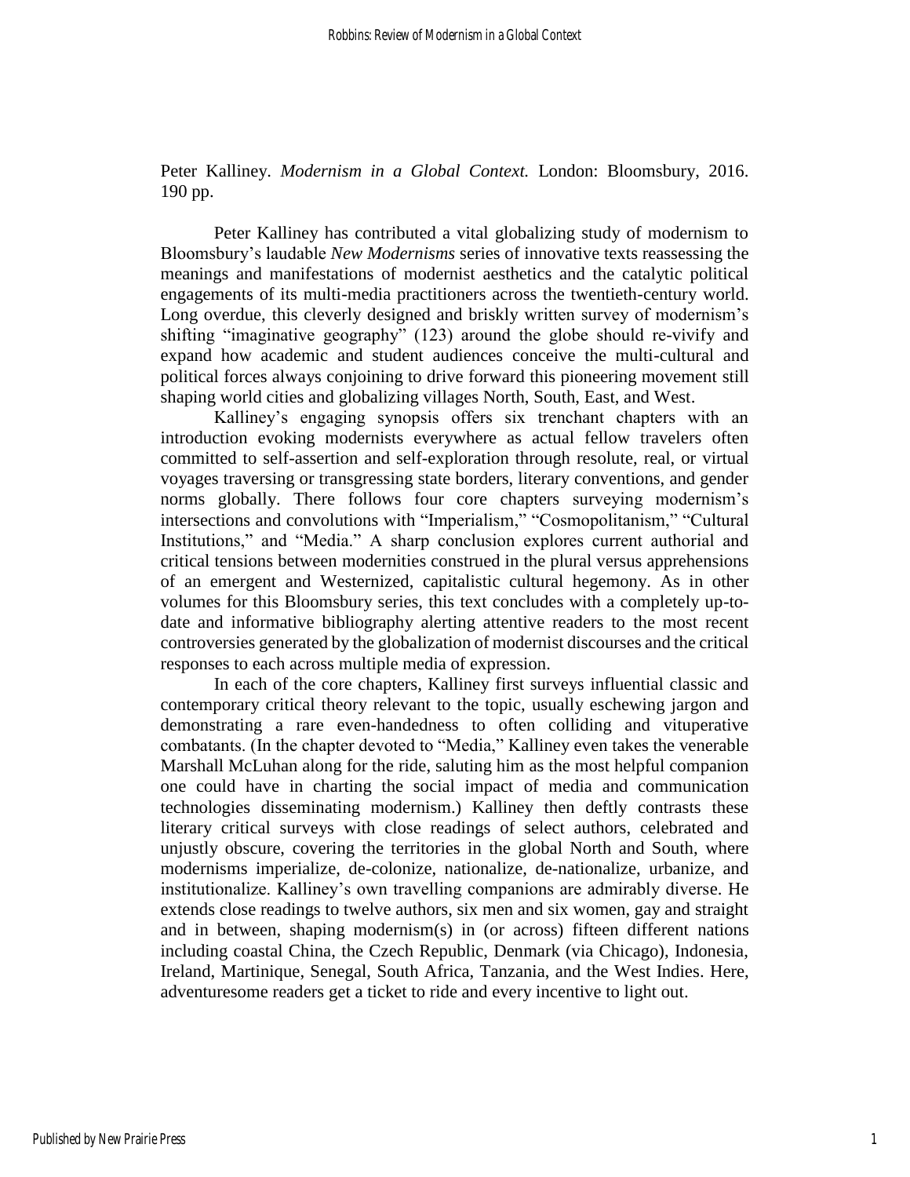Peter Kalliney. *Modernism in a Global Context.* London: Bloomsbury, 2016. 190 pp.

Peter Kalliney has contributed a vital globalizing study of modernism to Bloomsbury's laudable *New Modernisms* series of innovative texts reassessing the meanings and manifestations of modernist aesthetics and the catalytic political engagements of its multi-media practitioners across the twentieth-century world. Long overdue, this cleverly designed and briskly written survey of modernism's shifting "imaginative geography" (123) around the globe should re-vivify and expand how academic and student audiences conceive the multi-cultural and political forces always conjoining to drive forward this pioneering movement still shaping world cities and globalizing villages North, South, East, and West.

Kalliney's engaging synopsis offers six trenchant chapters with an introduction evoking modernists everywhere as actual fellow travelers often committed to self-assertion and self-exploration through resolute, real, or virtual voyages traversing or transgressing state borders, literary conventions, and gender norms globally. There follows four core chapters surveying modernism's intersections and convolutions with "Imperialism," "Cosmopolitanism," "Cultural Institutions," and "Media." A sharp conclusion explores current authorial and critical tensions between modernities construed in the plural versus apprehensions of an emergent and Westernized, capitalistic cultural hegemony. As in other volumes for this Bloomsbury series, this text concludes with a completely up-to-date and informative bibliography alerting attentive readers to the most recent controversies generated by the globalization of modernist discourses and the critical responses to each across multiple media of expression.

In each of the core chapters, Kalliney first surveys influential classic and contemporary critical theory relevant to the topic, usually eschewing jargon and demonstrating a rare even-handedness to often colliding and vituperative combatants. (In the chapter devoted to "Media," Kalliney even takes the venerable Marshall McLuhan along for the ride, saluting him as the most helpful companion one could have in charting the social impact of media and communication technologies disseminating modernism.) Kalliney then deftly contrasts these literary critical surveys with close readings of select authors, celebrated and unjustly obscure, covering the territories in the global North and South, where modernisms imperialize, de-colonize, nationalize, de-nationalize, urbanize, and institutionalize. Kalliney's own travelling companions are admirably diverse. He extends close readings to twelve authors, six men and six women, gay and straight and in between, shaping modernism(s) in (or across) fifteen different nations including coastal China, the Czech Republic, Denmark (via Chicago), Indonesia, Ireland, Martinique, Senegal, South Africa, Tanzania, and the West Indies. Here, adventuresome readers get a ticket to ride and every incentive to light out.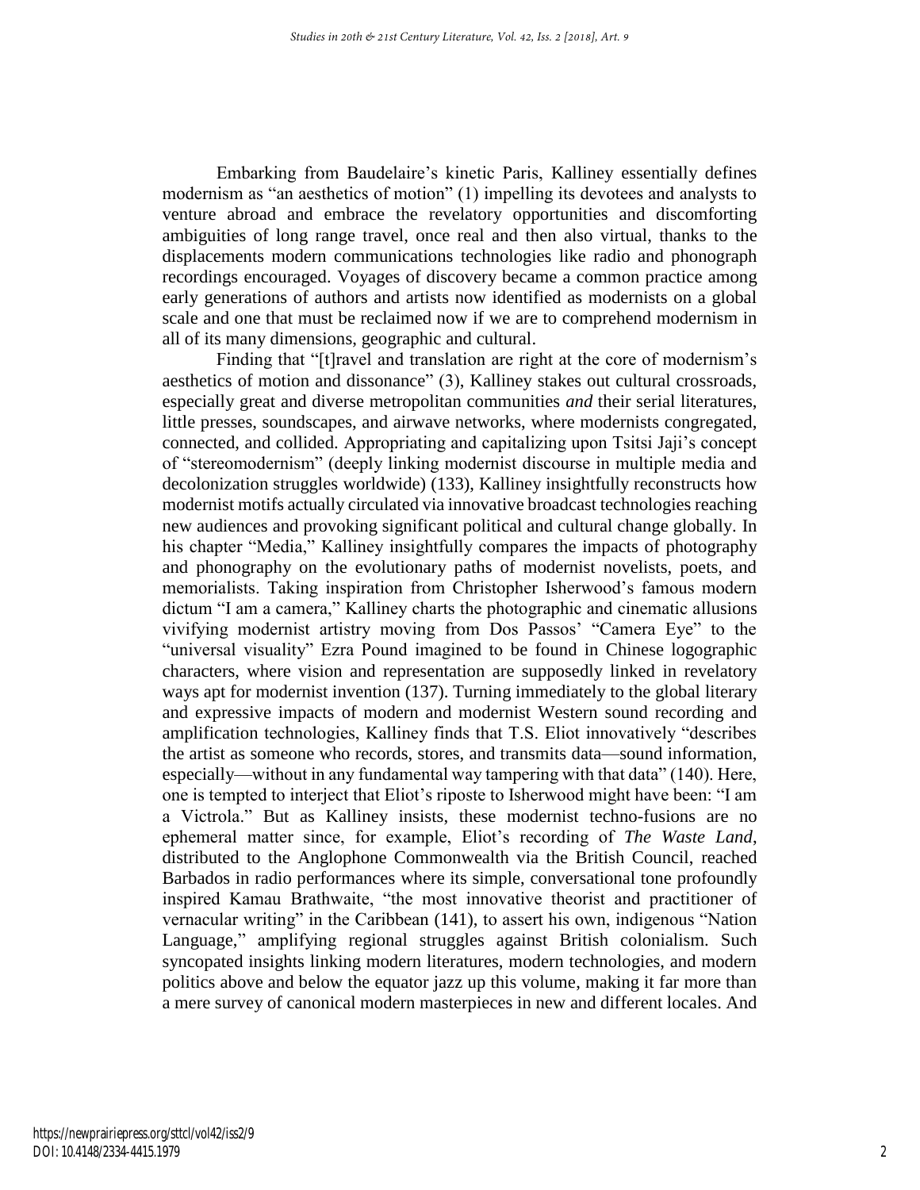Embarking from Baudelaire's kinetic Paris, Kalliney essentially defines modernism as "an aesthetics of motion" (1) impelling its devotees and analysts to venture abroad and embrace the revelatory opportunities and discomforting ambiguities of long range travel, once real and then also virtual, thanks to the displacements modern communications technologies like radio and phonograph recordings encouraged. Voyages of discovery became a common practice among early generations of authors and artists now identified as modernists on a global scale and one that must be reclaimed now if we are to comprehend modernism in all of its many dimensions, geographic and cultural.

Finding that "[t]ravel and translation are right at the core of modernism's aesthetics of motion and dissonance" (3), Kalliney stakes out cultural crossroads, especially great and diverse metropolitan communities *and* their serial literatures, little presses, soundscapes, and airwave networks, where modernists congregated, connected, and collided. Appropriating and capitalizing upon Tsitsi Jaji's concept of "stereomodernism" (deeply linking modernist discourse in multiple media and decolonization struggles worldwide) (133), Kalliney insightfully reconstructs how modernist motifs actually circulated via innovative broadcast technologies reaching new audiences and provoking significant political and cultural change globally. In his chapter "Media," Kalliney insightfully compares the impacts of photography and phonography on the evolutionary paths of modernist novelists, poets, and memorialists. Taking inspiration from Christopher Isherwood's famous modern dictum "I am a camera," Kalliney charts the photographic and cinematic allusions vivifying modernist artistry moving from Dos Passos' "Camera Eye" to the "universal visuality" Ezra Pound imagined to be found in Chinese logographic characters, where vision and representation are supposedly linked in revelatory ways apt for modernist invention (137). Turning immediately to the global literary and expressive impacts of modern and modernist Western sound recording and amplification technologies, Kalliney finds that T.S. Eliot innovatively "describes the artist as someone who records, stores, and transmits data—sound information, especially—without in any fundamental way tampering with that data" (140). Here, one is tempted to interject that Eliot's riposte to Isherwood might have been: "I am a Victrola." But as Kalliney insists, these modernist techno-fusions are no ephemeral matter since, for example, Eliot's recording of *The Waste Land*, distributed to the Anglophone Commonwealth via the British Council, reached Barbados in radio performances where its simple, conversational tone profoundly inspired Kamau Brathwaite, "the most innovative theorist and practitioner of vernacular writing" in the Caribbean (141), to assert his own, indigenous "Nation Language," amplifying regional struggles against British colonialism. Such syncopated insights linking modern literatures, modern technologies, and modern politics above and below the equator jazz up this volume, making it far more than a mere survey of canonical modern masterpieces in new and different locales. And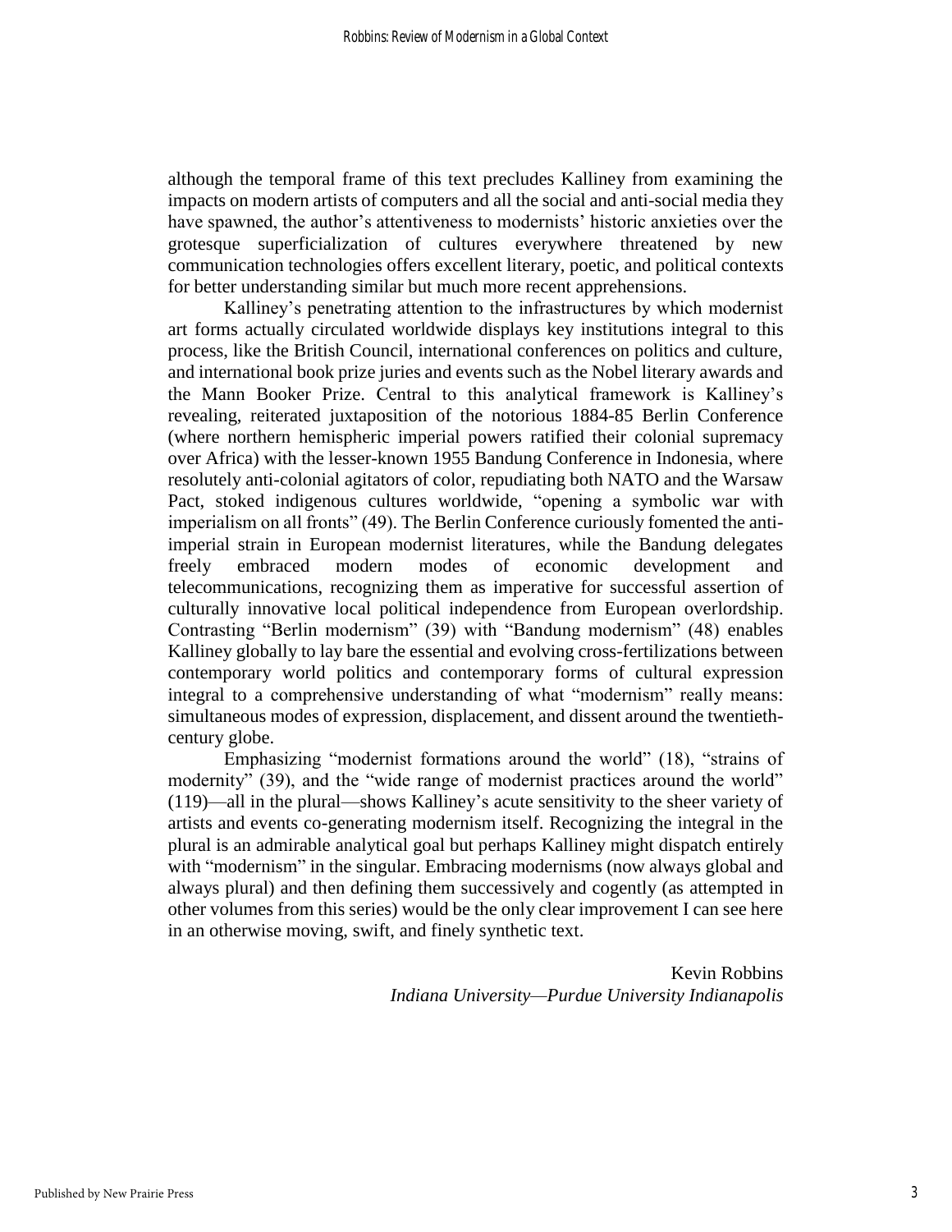although the temporal frame of this text precludes Kalliney from examining the impacts on modern artists of computers and all the social and anti-social media they have spawned, the author's attentiveness to modernists' historic anxieties over the grotesque superficialization of cultures everywhere threatened by new communication technologies offers excellent literary, poetic, and political contexts for better understanding similar but much more recent apprehensions.

Kalliney's penetrating attention to the infrastructures by which modernist art forms actually circulated worldwide displays key institutions integral to this process, like the British Council, international conferences on politics and culture, and international book prize juries and events such as the Nobel literary awards and the Mann Booker Prize. Central to this analytical framework is Kalliney's revealing, reiterated juxtaposition of the notorious 1884-85 Berlin Conference (where northern hemispheric imperial powers ratified their colonial supremacy over Africa) with the lesser-known 1955 Bandung Conference in Indonesia, where resolutely anti-colonial agitators of color, repudiating both NATO and the Warsaw Pact, stoked indigenous cultures worldwide, "opening a symbolic war with imperialism on all fronts" (49). The Berlin Conference curiously fomented the anti-imperial strain in European modernist literatures, while the Bandung delegates freely embraced modern modes of economic development and telecommunications, recognizing them as imperative for successful assertion of culturally innovative local political independence from European overlordship. Contrasting "Berlin modernism" (39) with "Bandung modernism" (48) enables Kalliney globally to lay bare the essential and evolving cross-fertilizations between contemporary world politics and contemporary forms of cultural expression integral to a comprehensive understanding of what "modernism" really means: simultaneous modes of expression, displacement, and dissent around the twentieth-century globe.

Emphasizing "modernist formations around the world" (18), "strains of modernity" (39), and the "wide range of modernist practices around the world" (119)—all in the plural—shows Kalliney's acute sensitivity to the sheer variety of artists and events co-generating modernism itself. Recognizing the integral in the plural is an admirable analytical goal but perhaps Kalliney might dispatch entirely with "modernism" in the singular. Embracing modernisms (now always global and always plural) and then defining them successively and cogently (as attempted in other volumes from this series) would be the only clear improvement I can see here in an otherwise moving, swift, and finely synthetic text.

Kevin Robbins
*Indiana University—Purdue University Indianapolis*